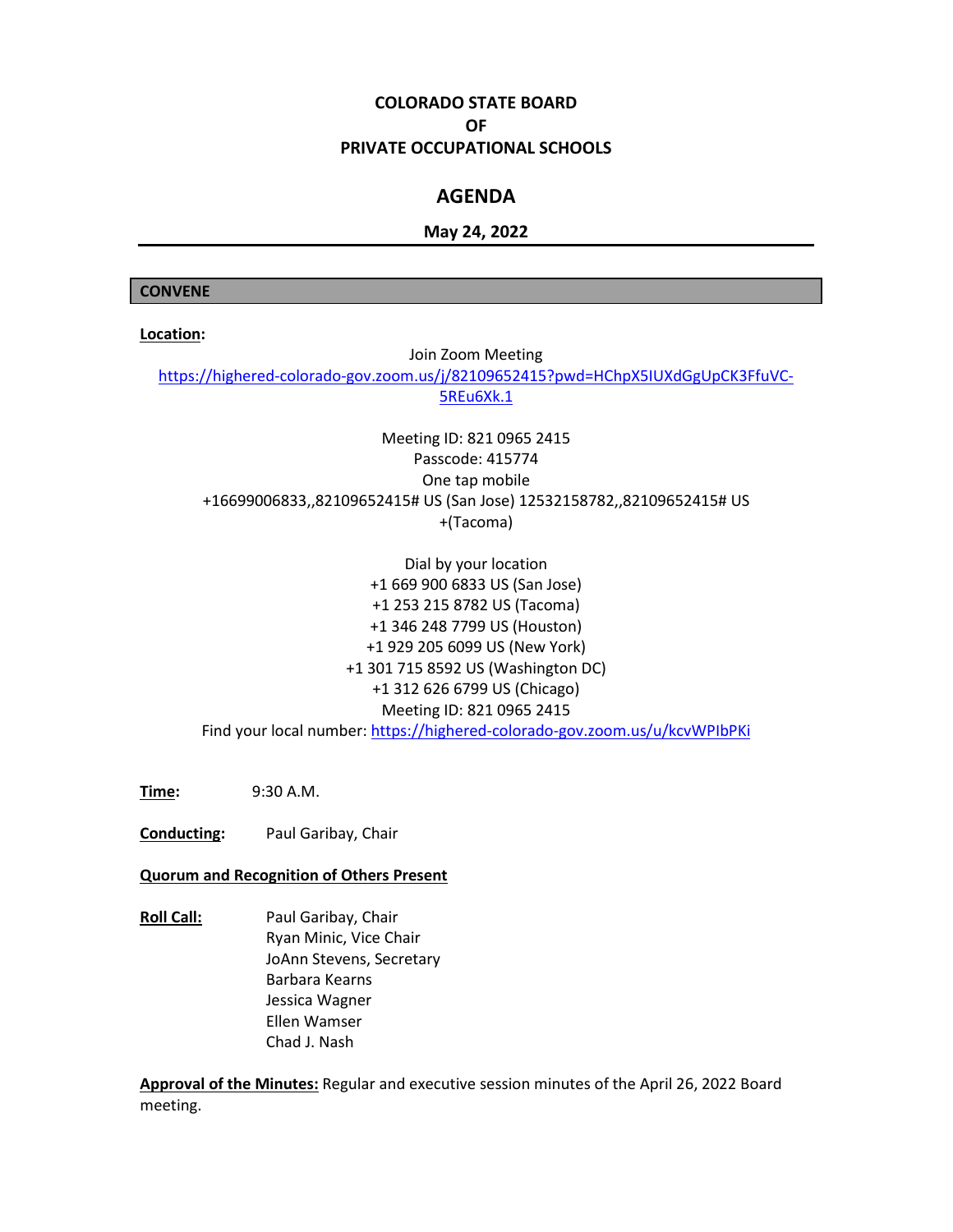# COLORADO STATE BOARD OF PRIVATE OCCUPATIONAL SCHOOLS

## AGENDA

### May 24, 2022

---

**CONVENE**

**Location:**

Join Zoom Meeting
https://highered-colorado-gov.zoom.us/j/82109652415?pwd=HChpX5IUXdGgUpCK3FfuVC-5REu6Xk.1

Meeting ID: 821 0965 2415
Passcode: 415774
One tap mobile
+16699006833,,82109652415# US (San Jose) 12532158782,,82109652415# US +(Tacoma)

Dial by your location
+1 669 900 6833 US (San Jose)
+1 253 215 8782 US (Tacoma)
+1 346 248 7799 US (Houston)
+1 929 205 6099 US (New York)
+1 301 715 8592 US (Washington DC)
+1 312 626 6799 US (Chicago)
Meeting ID: 821 0965 2415
Find your local number: https://highered-colorado-gov.zoom.us/u/kcvWPIbPKi

**Time:** 9:30 A.M.

**Conducting:** Paul Garibay, Chair

**Quorum and Recognition of Others Present**

**Roll Call:**
Paul Garibay, Chair
Ryan Minic, Vice Chair
JoAnn Stevens, Secretary
Barbara Kearns
Jessica Wagner
Ellen Wamser
Chad J. Nash

**Approval of the Minutes:** Regular and executive session minutes of the April 26, 2022 Board meeting.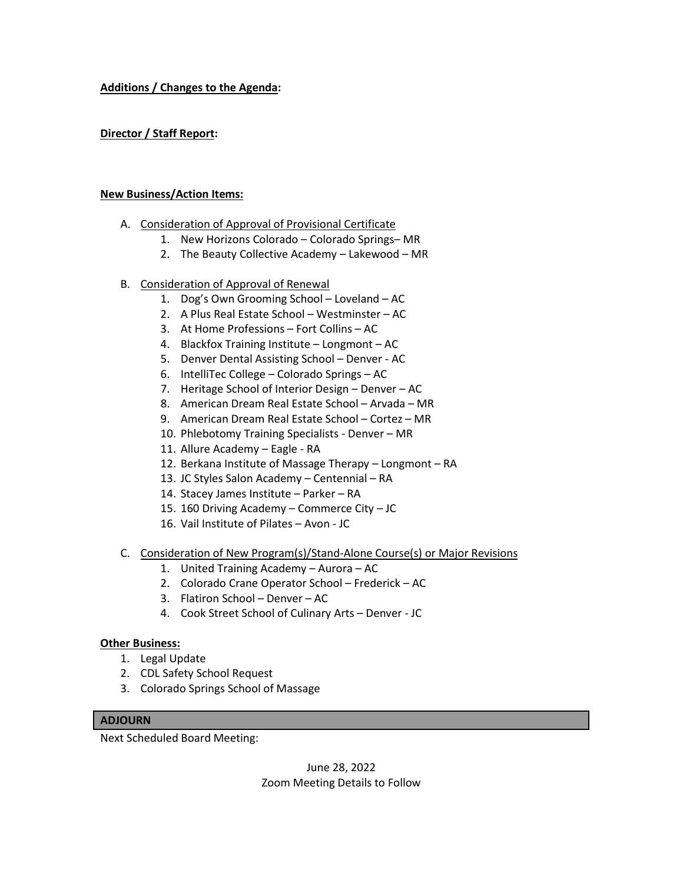**Additions / Changes to the Agenda:**

**Director / Staff Report:**

**New Business/Action Items:**

A. Consideration of Approval of Provisional Certificate
   1. New Horizons Colorado – Colorado Springs– MR
   2. The Beauty Collective Academy – Lakewood – MR

B. Consideration of Approval of Renewal
   1. Dog's Own Grooming School – Loveland – AC
   2. A Plus Real Estate School – Westminster – AC
   3. At Home Professions – Fort Collins – AC
   4. Blackfox Training Institute – Longmont – AC
   5. Denver Dental Assisting School – Denver - AC
   6. IntelliTec College – Colorado Springs – AC
   7. Heritage School of Interior Design – Denver – AC
   8. American Dream Real Estate School – Arvada – MR
   9. American Dream Real Estate School – Cortez – MR
   10. Phlebotomy Training Specialists - Denver – MR
   11. Allure Academy – Eagle - RA
   12. Berkana Institute of Massage Therapy – Longmont – RA
   13. JC Styles Salon Academy – Centennial – RA
   14. Stacey James Institute – Parker – RA
   15. 160 Driving Academy – Commerce City – JC
   16. Vail Institute of Pilates – Avon - JC

C. Consideration of New Program(s)/Stand-Alone Course(s) or Major Revisions
   1. United Training Academy – Aurora – AC
   2. Colorado Crane Operator School – Frederick – AC
   3. Flatiron School – Denver – AC
   4. Cook Street School of Culinary Arts – Denver - JC

**Other Business:**

1. Legal Update
2. CDL Safety School Request
3. Colorado Springs School of Massage

**ADJOURN**

Next Scheduled Board Meeting:

June 28, 2022

Zoom Meeting Details to Follow